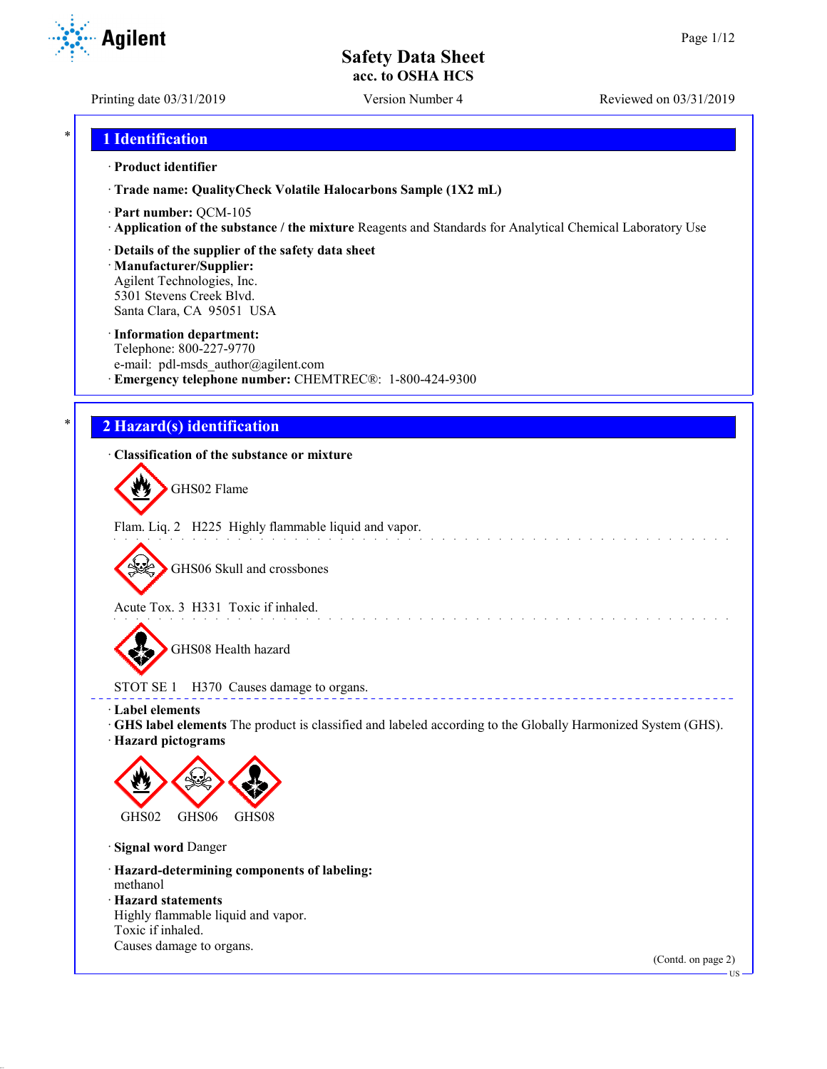# Safety Data Sheet
**acc. to OSHA HCS**

Printing date 03/31/2019 | Version Number 4 | Reviewed on 03/31/2019

## 1 Identification

· **Product identifier**

· **Trade name: QualityCheck Volatile Halocarbons Sample (1X2 mL)**

· **Part number:** QCM-105

· **Application of the substance / the mixture** Reagents and Standards for Analytical Chemical Laboratory Use

· **Details of the supplier of the safety data sheet**

· **Manufacturer/Supplier:**
Agilent Technologies, Inc.
5301 Stevens Creek Blvd.
Santa Clara, CA 95051 USA

· **Information department:**
Telephone: 800-227-9770
e-mail: pdl-msds_author@agilent.com

· **Emergency telephone number:** CHEMTREC®: 1-800-424-9300

## 2 Hazard(s) identification

· **Classification of the substance or mixture**

GHS02 Flame

Flam. Liq. 2 H225 Highly flammable liquid and vapor.

GHS06 Skull and crossbones

Acute Tox. 3 H331 Toxic if inhaled.

GHS08 Health hazard

STOT SE 1 H370 Causes damage to organs.

· **Label elements**

· **GHS label elements** The product is classified and labeled according to the Globally Harmonized System (GHS).

· **Hazard pictograms**

GHS02 GHS06 GHS08

· **Signal word** Danger

· **Hazard-determining components of labeling:**
methanol

· **Hazard statements**
Highly flammable liquid and vapor.
Toxic if inhaled.
Causes damage to organs.

(Contd. on page 2)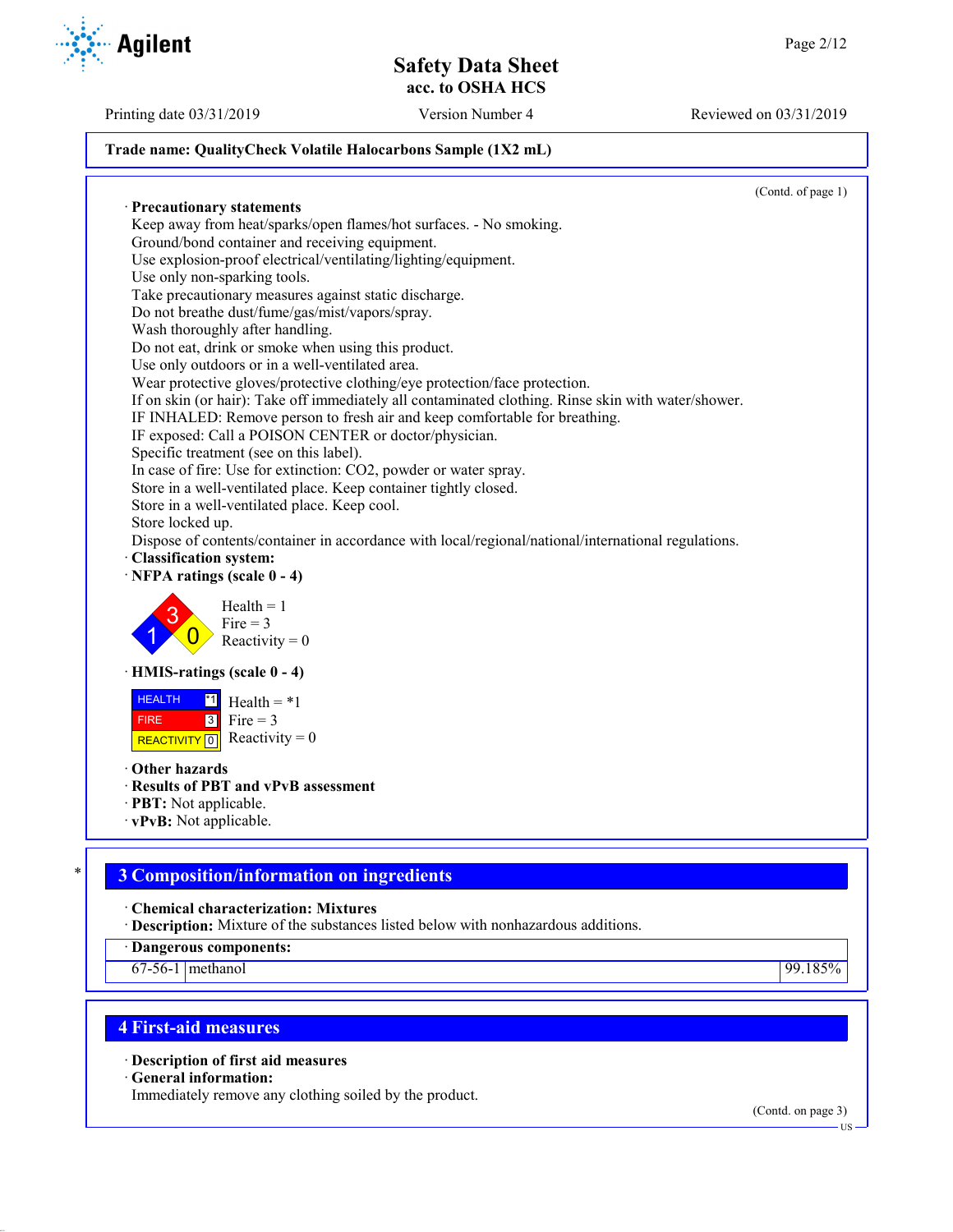(Contd. of page 1)

· **Precautionary statements**

Keep away from heat/sparks/open flames/hot surfaces. - No smoking.
Ground/bond container and receiving equipment.
Use explosion-proof electrical/ventilating/lighting/equipment.
Use only non-sparking tools.
Take precautionary measures against static discharge.
Do not breathe dust/fume/gas/mist/vapors/spray.
Wash thoroughly after handling.
Do not eat, drink or smoke when using this product.
Use only outdoors or in a well-ventilated area.
Wear protective gloves/protective clothing/eye protection/face protection.
If on skin (or hair): Take off immediately all contaminated clothing. Rinse skin with water/shower.
IF INHALED: Remove person to fresh air and keep comfortable for breathing.
IF exposed: Call a POISON CENTER or doctor/physician.
Specific treatment (see on this label).
In case of fire: Use for extinction: $CO_2$, powder or water spray.
Store in a well-ventilated place. Keep container tightly closed.
Store in a well-ventilated place. Keep cool.
Store locked up.
Dispose of contents/container in accordance with local/regional/national/international regulations.

· **Classification system:**

· **NFPA ratings (scale 0 - 4)**

Health = 1
Fire = 3
Reactivity = 0

· **HMIS-ratings (scale 0 - 4)**

| | | |
|---|---|---|
| HEALTH | *1 | Health = *1 |
| FIRE | 3 | Fire = 3 |
| REACTIVITY | 0 | Reactivity = 0 |

· **Other hazards**
· **Results of PBT and vPvB assessment**
· **PBT:** Not applicable.
· **vPvB:** Not applicable.

## 3 Composition/information on ingredients

· **Chemical characterization: Mixtures**
· **Description:** Mixture of the substances listed below with nonhazardous additions.

| · Dangerous components: | | |
|---|---|---|
| 67-56-1 | methanol | 99.185% |

## 4 First-aid measures

· **Description of first aid measures**
· **General information:**
Immediately remove any clothing soiled by the product.

(Contd. on page 3)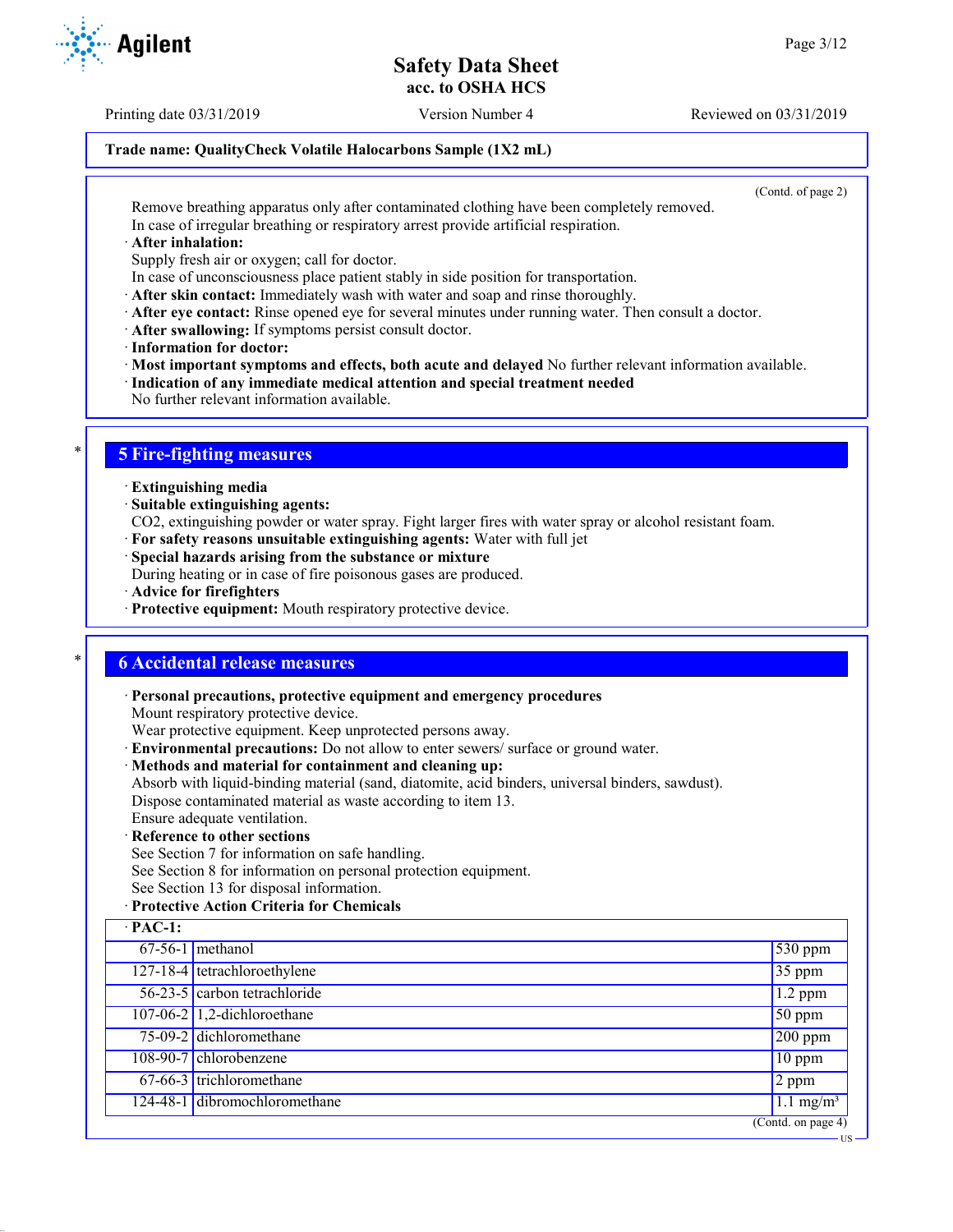Trade name: QualityCheck Volatile Halocarbons Sample (1X2 mL)

(Contd. of page 2)

Remove breathing apparatus only after contaminated clothing have been completely removed.
In case of irregular breathing or respiratory arrest provide artificial respiration.

· **After inhalation:**
Supply fresh air or oxygen; call for doctor.
In case of unconsciousness place patient stably in side position for transportation.
· **After skin contact:** Immediately wash with water and soap and rinse thoroughly.
· **After eye contact:** Rinse opened eye for several minutes under running water. Then consult a doctor.
· **After swallowing:** If symptoms persist consult doctor.
· **Information for doctor:**
· **Most important symptoms and effects, both acute and delayed** No further relevant information available.
· **Indication of any immediate medical attention and special treatment needed**
No further relevant information available.

## 5 Fire-fighting measures

· **Extinguishing media**
· **Suitable extinguishing agents:**
CO2, extinguishing powder or water spray. Fight larger fires with water spray or alcohol resistant foam.
· **For safety reasons unsuitable extinguishing agents:** Water with full jet
· **Special hazards arising from the substance or mixture**
During heating or in case of fire poisonous gases are produced.
· **Advice for firefighters**
· **Protective equipment:** Mouth respiratory protective device.

## 6 Accidental release measures

· **Personal precautions, protective equipment and emergency procedures**
Mount respiratory protective device.
Wear protective equipment. Keep unprotected persons away.
· **Environmental precautions:** Do not allow to enter sewers/ surface or ground water.
· **Methods and material for containment and cleaning up:**
Absorb with liquid-binding material (sand, diatomite, acid binders, universal binders, sawdust).
Dispose contaminated material as waste according to item 13.
Ensure adequate ventilation.
· **Reference to other sections**
See Section 7 for information on safe handling.
See Section 8 for information on personal protection equipment.
See Section 13 for disposal information.
· **Protective Action Criteria for Chemicals**

| · **PAC-1:** | | |
|---|---|---|
| 67-56-1 | methanol | 530 ppm |
| 127-18-4 | tetrachloroethylene | 35 ppm |
| 56-23-5 | carbon tetrachloride | 1.2 ppm |
| 107-06-2 | 1,2-dichloroethane | 50 ppm |
| 75-09-2 | dichloromethane | 200 ppm |
| 108-90-7 | chlorobenzene | 10 ppm |
| 67-66-3 | trichloromethane | 2 ppm |
| 124-48-1 | dibromochloromethane | 1.1 mg/m³ |

(Contd. on page 4)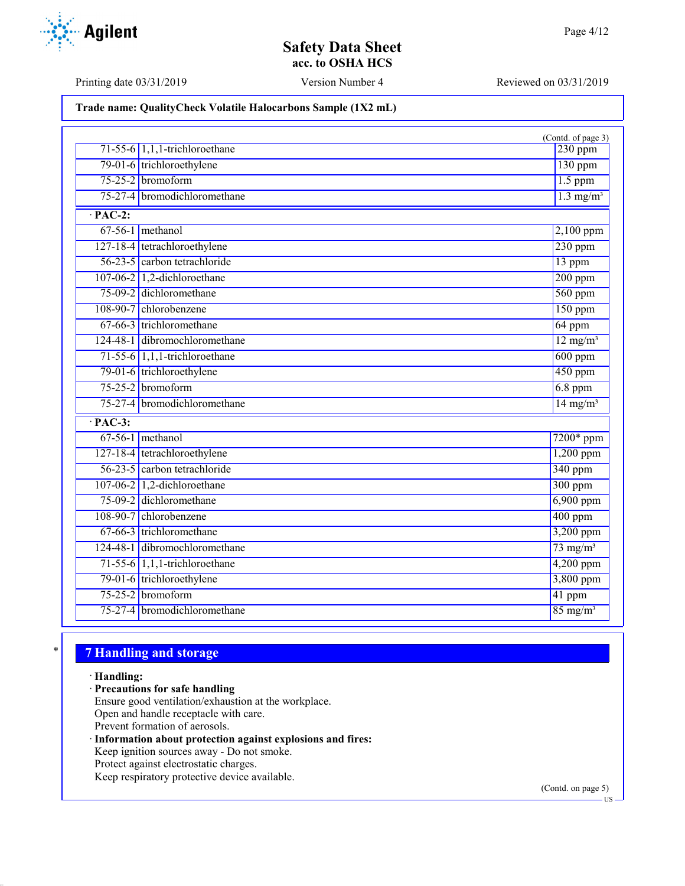Trade name: QualityCheck Volatile Halocarbons Sample (1X2 mL)

(Contd. of page 3)

| | | |
|---|---|---|
| 71-55-6 | 1,1,1-trichloroethane | 230 ppm |
| 79-01-6 | trichloroethylene | 130 ppm |
| 75-25-2 | bromoform | 1.5 ppm |
| 75-27-4 | bromodichloromethane | 1.3 mg/m³ |

· **PAC-2:**

| | | |
|---|---|---|
| 67-56-1 | methanol | 2,100 ppm |
| 127-18-4 | tetrachloroethylene | 230 ppm |
| 56-23-5 | carbon tetrachloride | 13 ppm |
| 107-06-2 | 1,2-dichloroethane | 200 ppm |
| 75-09-2 | dichloromethane | 560 ppm |
| 108-90-7 | chlorobenzene | 150 ppm |
| 67-66-3 | trichloromethane | 64 ppm |
| 124-48-1 | dibromochloromethane | 12 mg/m³ |
| 71-55-6 | 1,1,1-trichloroethane | 600 ppm |
| 79-01-6 | trichloroethylene | 450 ppm |
| 75-25-2 | bromoform | 6.8 ppm |
| 75-27-4 | bromodichloromethane | 14 mg/m³ |

· **PAC-3:**

| | | |
|---|---|---|
| 67-56-1 | methanol | 7200* ppm |
| 127-18-4 | tetrachloroethylene | 1,200 ppm |
| 56-23-5 | carbon tetrachloride | 340 ppm |
| 107-06-2 | 1,2-dichloroethane | 300 ppm |
| 75-09-2 | dichloromethane | 6,900 ppm |
| 108-90-7 | chlorobenzene | 400 ppm |
| 67-66-3 | trichloromethane | 3,200 ppm |
| 124-48-1 | dibromochloromethane | 73 mg/m³ |
| 71-55-6 | 1,1,1-trichloroethane | 4,200 ppm |
| 79-01-6 | trichloroethylene | 3,800 ppm |
| 75-25-2 | bromoform | 41 ppm |
| 75-27-4 | bromodichloromethane | 85 mg/m³ |

## 7 Handling and storage

· **Handling:**

· **Precautions for safe handling**
Ensure good ventilation/exhaustion at the workplace.
Open and handle receptacle with care.
Prevent formation of aerosols.

· **Information about protection against explosions and fires:**
Keep ignition sources away - Do not smoke.
Protect against electrostatic charges.
Keep respiratory protective device available.

(Contd. on page 5)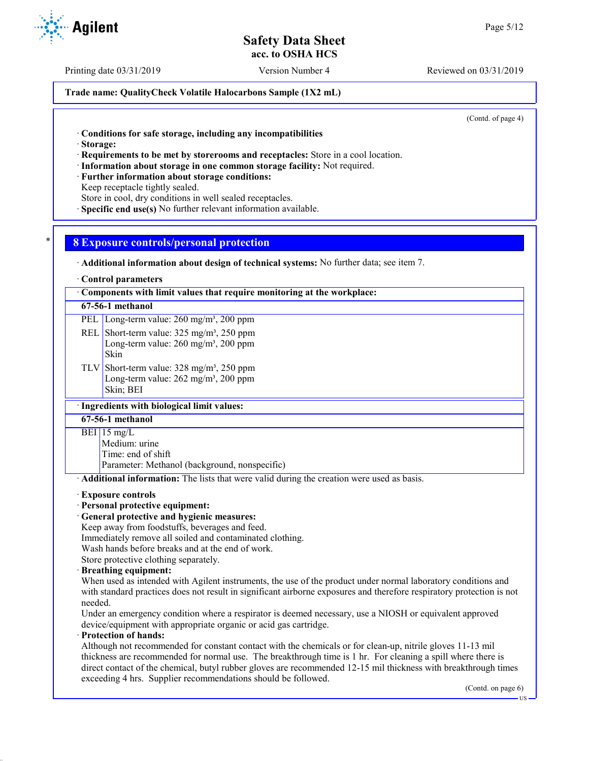(Contd. of page 4)

· **Conditions for safe storage, including any incompatibilities**
· **Storage:**
· **Requirements to be met by storerooms and receptacles:** Store in a cool location.
· **Information about storage in one common storage facility:** Not required.
· **Further information about storage conditions:**
Keep receptacle tightly sealed.
Store in cool, dry conditions in well sealed receptacles.
· **Specific end use(s)** No further relevant information available.

## 8 Exposure controls/personal protection

· **Additional information about design of technical systems:** No further data; see item 7.

· **Control parameters**

| · **Components with limit values that require monitoring at the workplace:** | |
|---|---|
| **67-56-1 methanol** | |
| PEL | Long-term value: 260 mg/m³, 200 ppm |
| REL | Short-term value: 325 mg/m³, 250 ppm<br>Long-term value: 260 mg/m³, 200 ppm<br>Skin |
| TLV | Short-term value: 328 mg/m³, 250 ppm<br>Long-term value: 262 mg/m³, 200 ppm<br>Skin; BEI |

| · **Ingredients with biological limit values:** | |
|---|---|
| **67-56-1 methanol** | |
| BEI | 15 mg/L<br>Medium: urine<br>Time: end of shift<br>Parameter: Methanol (background, nonspecific) |

· **Additional information:** The lists that were valid during the creation were used as basis.

· **Exposure controls**
· **Personal protective equipment:**
· **General protective and hygienic measures:**
Keep away from foodstuffs, beverages and feed.
Immediately remove all soiled and contaminated clothing.
Wash hands before breaks and at the end of work.
Store protective clothing separately.
· **Breathing equipment:**
When used as intended with Agilent instruments, the use of the product under normal laboratory conditions and with standard practices does not result in significant airborne exposures and therefore respiratory protection is not needed.
Under an emergency condition where a respirator is deemed necessary, use a NIOSH or equivalent approved device/equipment with appropriate organic or acid gas cartridge.
· **Protection of hands:**
Although not recommended for constant contact with the chemicals or for clean-up, nitrile gloves 11-13 mil thickness are recommended for normal use. The breakthrough time is 1 hr. For cleaning a spill where there is direct contact of the chemical, butyl rubber gloves are recommended 12-15 mil thickness with breakthrough times exceeding 4 hrs. Supplier recommendations should be followed.

(Contd. on page 6)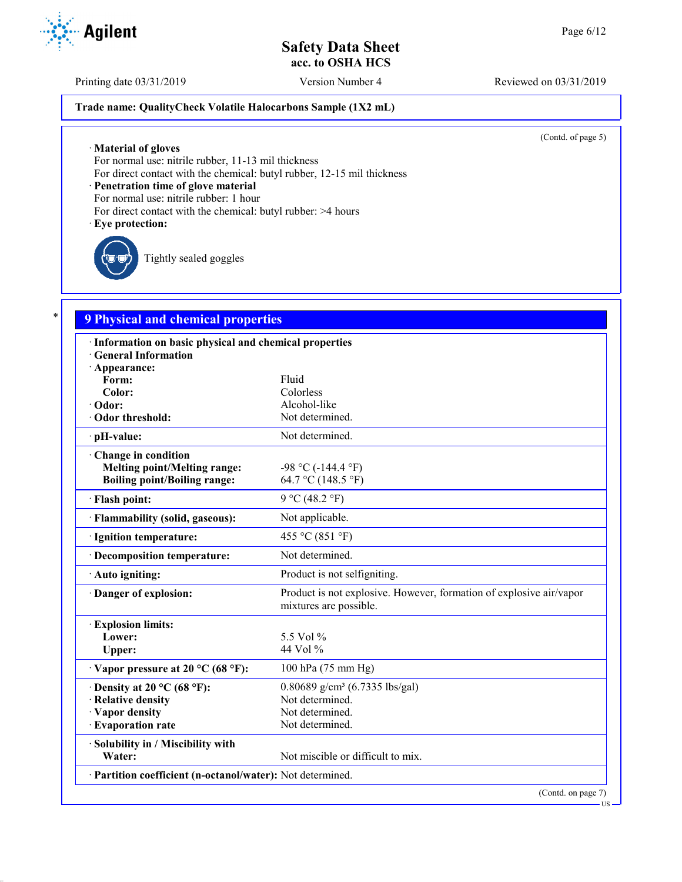Trade name: QualityCheck Volatile Halocarbons Sample (1X2 mL)

(Contd. of page 5)

· **Material of gloves**
For normal use: nitrile rubber, 11-13 mil thickness
For direct contact with the chemical: butyl rubber, 12-15 mil thickness
· **Penetration time of glove material**
For normal use: nitrile rubber: 1 hour
For direct contact with the chemical: butyl rubber: >4 hours
· **Eye protection:**

Tightly sealed goggles

## 9 Physical and chemical properties

| | |
|---|---|
| · **Information on basic physical and chemical properties** | |
| · **General Information** | |
| · **Appearance:** | |
| **Form:** | Fluid |
| **Color:** | Colorless |
| · **Odor:** | Alcohol-like |
| · **Odor threshold:** | Not determined. |
| · **pH-value:** | Not determined. |
| · **Change in condition** | |
| **Melting point/Melting range:** | -98 °C (-144.4 °F) |
| **Boiling point/Boiling range:** | 64.7 °C (148.5 °F) |
| · **Flash point:** | 9 °C (48.2 °F) |
| · **Flammability (solid, gaseous):** | Not applicable. |
| · **Ignition temperature:** | 455 °C (851 °F) |
| · **Decomposition temperature:** | Not determined. |
| · **Auto igniting:** | Product is not selfigniting. |
| · **Danger of explosion:** | Product is not explosive. However, formation of explosive air/vapor mixtures are possible. |
| · **Explosion limits:** | |
| **Lower:** | 5.5 Vol % |
| **Upper:** | 44 Vol % |
| · **Vapor pressure at 20 °C (68 °F):** | 100 hPa (75 mm Hg) |
| · **Density at 20 °C (68 °F):** | 0.80689 g/cm³ (6.7335 lbs/gal) |
| · **Relative density** | Not determined. |
| · **Vapor density** | Not determined. |
| · **Evaporation rate** | Not determined. |
| · **Solubility in / Miscibility with** | |
| **Water:** | Not miscible or difficult to mix. |
| · **Partition coefficient (n-octanol/water):** | Not determined. |

(Contd. on page 7)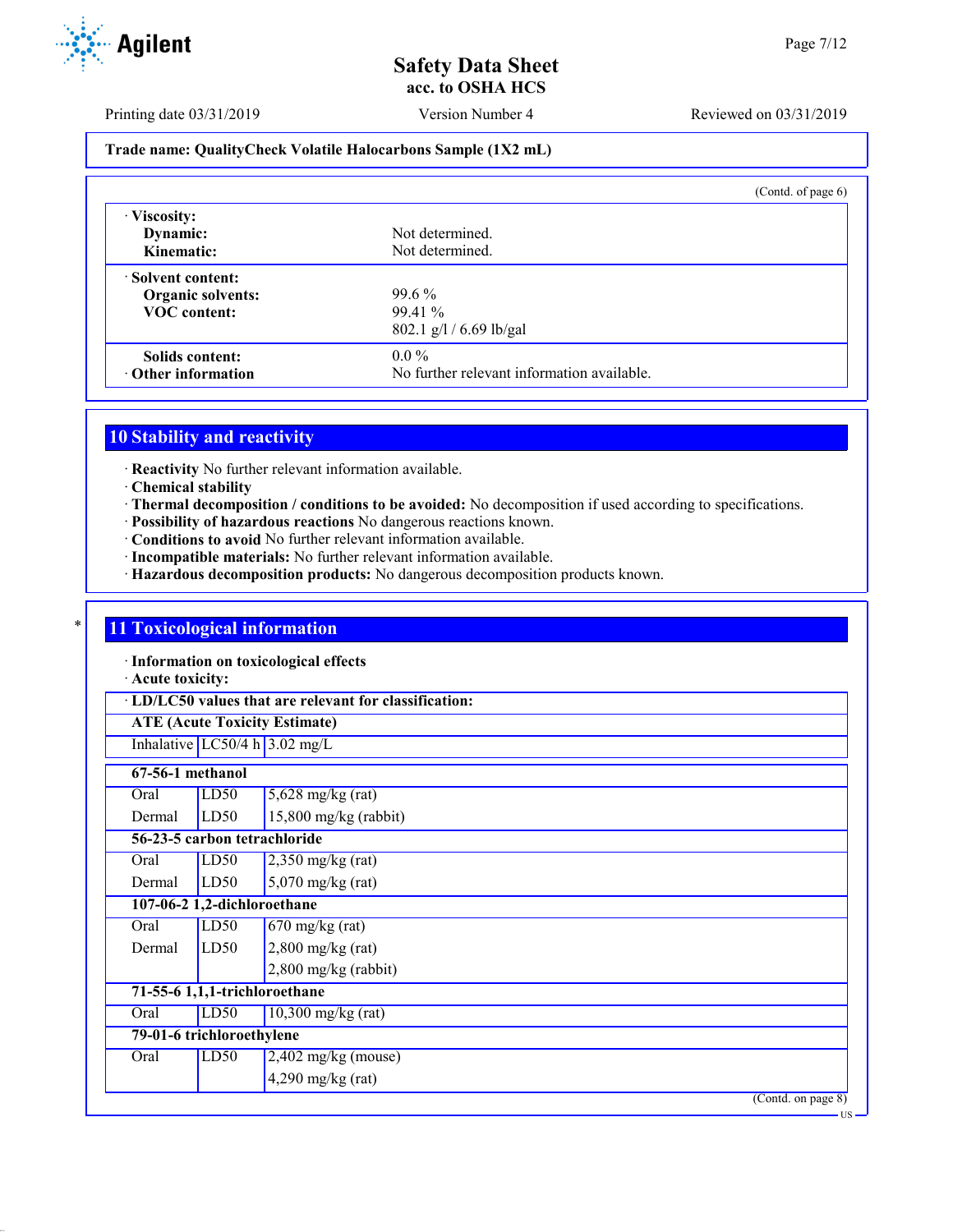Trade name: QualityCheck Volatile Halocarbons Sample (1X2 mL)

(Contd. of page 6)

| | |
|---|---|
| · **Viscosity:** | |
| **Dynamic:** | Not determined. |
| **Kinematic:** | Not determined. |
| · **Solvent content:** | |
| **Organic solvents:** | 99.6 % |
| **VOC content:** | 99.41 % |
| | 802.1 g/l / 6.69 lb/gal |
| **Solids content:** | 0.0 % |
| · **Other information** | No further relevant information available. |

## 10 Stability and reactivity

· **Reactivity** No further relevant information available.
· **Chemical stability**
· **Thermal decomposition / conditions to be avoided:** No decomposition if used according to specifications.
· **Possibility of hazardous reactions** No dangerous reactions known.
· **Conditions to avoid** No further relevant information available.
· **Incompatible materials:** No further relevant information available.
· **Hazardous decomposition products:** No dangerous decomposition products known.

## 11 Toxicological information

· **Information on toxicological effects**
· **Acute toxicity:**

| · **LD/LC50 values that are relevant for classification:** | | |
|---|---|---|
| **ATE (Acute Toxicity Estimate)** | | |
| Inhalative | LC50/4 h | 3.02 mg/L |
| **67-56-1 methanol** | | |
| Oral | LD50 | 5,628 mg/kg (rat) |
| Dermal | LD50 | 15,800 mg/kg (rabbit) |
| **56-23-5 carbon tetrachloride** | | |
| Oral | LD50 | 2,350 mg/kg (rat) |
| Dermal | LD50 | 5,070 mg/kg (rat) |
| **107-06-2 1,2-dichloroethane** | | |
| Oral | LD50 | 670 mg/kg (rat) |
| Dermal | LD50 | 2,800 mg/kg (rat) |
| | | 2,800 mg/kg (rabbit) |
| **71-55-6 1,1,1-trichloroethane** | | |
| Oral | LD50 | 10,300 mg/kg (rat) |
| **79-01-6 trichloroethylene** | | |
| Oral | LD50 | 2,402 mg/kg (mouse) |
| | | 4,290 mg/kg (rat) |

(Contd. on page 8)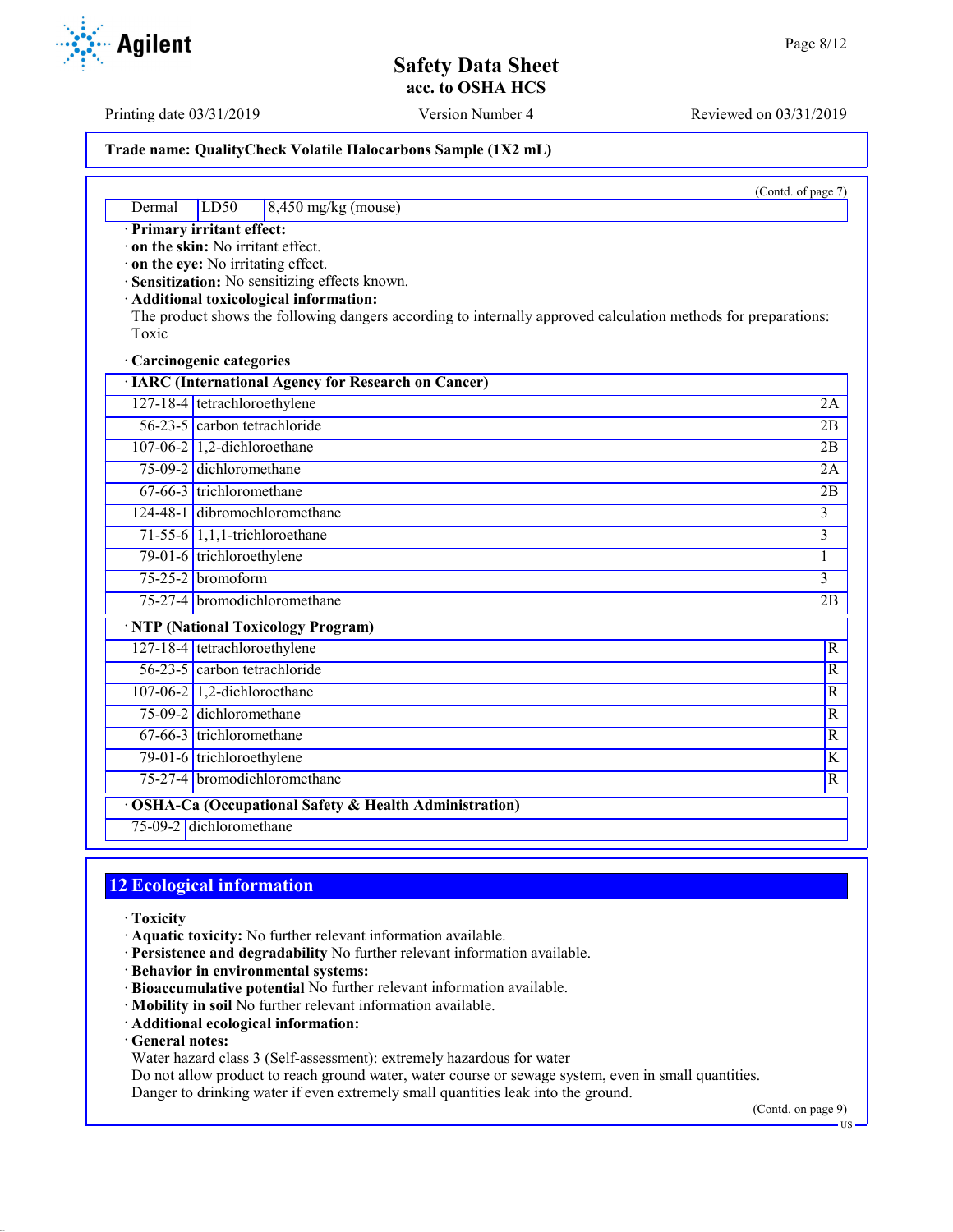Trade name: QualityCheck Volatile Halocarbons Sample (1X2 mL)

(Contd. of page 7)

| | | |
|---|---|---|
| Dermal | LD50 | 8,450 mg/kg (mouse) |

· **Primary irritant effect:**
· **on the skin:** No irritant effect.
· **on the eye:** No irritating effect.
· **Sensitization:** No sensitizing effects known.
· **Additional toxicological information:**
The product shows the following dangers according to internally approved calculation methods for preparations:
Toxic

· **Carcinogenic categories**

| · IARC (International Agency for Research on Cancer) | | |
|---|---|---|
| 127-18-4 | tetrachloroethylene | 2A |
| 56-23-5 | carbon tetrachloride | 2B |
| 107-06-2 | 1,2-dichloroethane | 2B |
| 75-09-2 | dichloromethane | 2A |
| 67-66-3 | trichloromethane | 2B |
| 124-48-1 | dibromochloromethane | 3 |
| 71-55-6 | 1,1,1-trichloroethane | 3 |
| 79-01-6 | trichloroethylene | 1 |
| 75-25-2 | bromoform | 3 |
| 75-27-4 | bromodichloromethane | 2B |

| · NTP (National Toxicology Program) | | |
|---|---|---|
| 127-18-4 | tetrachloroethylene | R |
| 56-23-5 | carbon tetrachloride | R |
| 107-06-2 | 1,2-dichloroethane | R |
| 75-09-2 | dichloromethane | R |
| 67-66-3 | trichloromethane | R |
| 79-01-6 | trichloroethylene | K |
| 75-27-4 | bromodichloromethane | R |

| · OSHA-Ca (Occupational Safety & Health Administration) | |
|---|---|
| 75-09-2 | dichloromethane |

## 12 Ecological information

· **Toxicity**
· **Aquatic toxicity:** No further relevant information available.
· **Persistence and degradability** No further relevant information available.
· **Behavior in environmental systems:**
· **Bioaccumulative potential** No further relevant information available.
· **Mobility in soil** No further relevant information available.
· **Additional ecological information:**
· **General notes:**
Water hazard class 3 (Self-assessment): extremely hazardous for water
Do not allow product to reach ground water, water course or sewage system, even in small quantities.
Danger to drinking water if even extremely small quantities leak into the ground.

(Contd. on page 9)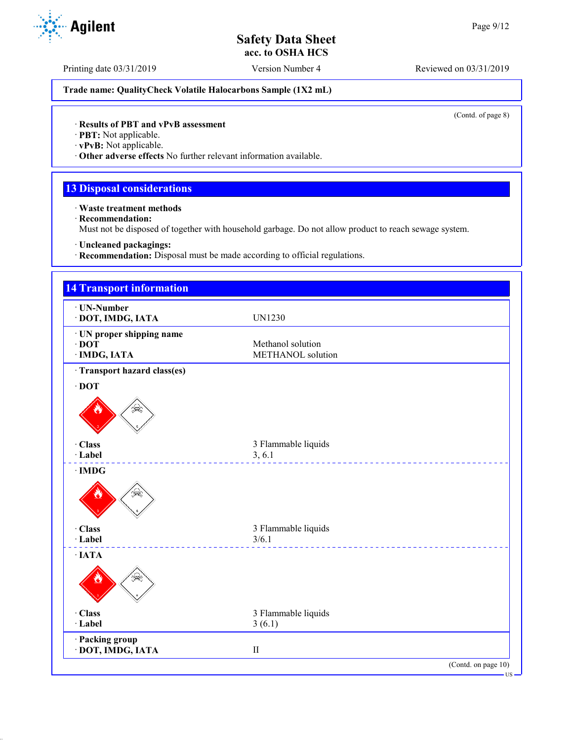Trade name: QualityCheck Volatile Halocarbons Sample (1X2 mL)

(Contd. of page 8)

· **Results of PBT and vPvB assessment**
· **PBT:** Not applicable.
· **vPvB:** Not applicable.
· **Other adverse effects** No further relevant information available.

## 13 Disposal considerations

· **Waste treatment methods**
· **Recommendation:**
Must not be disposed of together with household garbage. Do not allow product to reach sewage system.

· **Uncleaned packagings:**
· **Recommendation:** Disposal must be made according to official regulations.

## 14 Transport information

| | |
|---|---|
| · **UN-Number** | |
| · **DOT, IMDG, IATA** | UN1230 |
| · **UN proper shipping name** | |
| · **DOT** | Methanol solution |
| · **IMDG, IATA** | METHANOL solution |
| · **Transport hazard class(es)** | |
| · **DOT** | |
| · **Class** | 3 Flammable liquids |
| · **Label** | 3, 6.1 |
| · **IMDG** | |
| · **Class** | 3 Flammable liquids |
| · **Label** | 3/6.1 |
| · **IATA** | |
| · **Class** | 3 Flammable liquids |
| · **Label** | 3 (6.1) |
| · **Packing group** | |
| · **DOT, IMDG, IATA** | II |

(Contd. on page 10)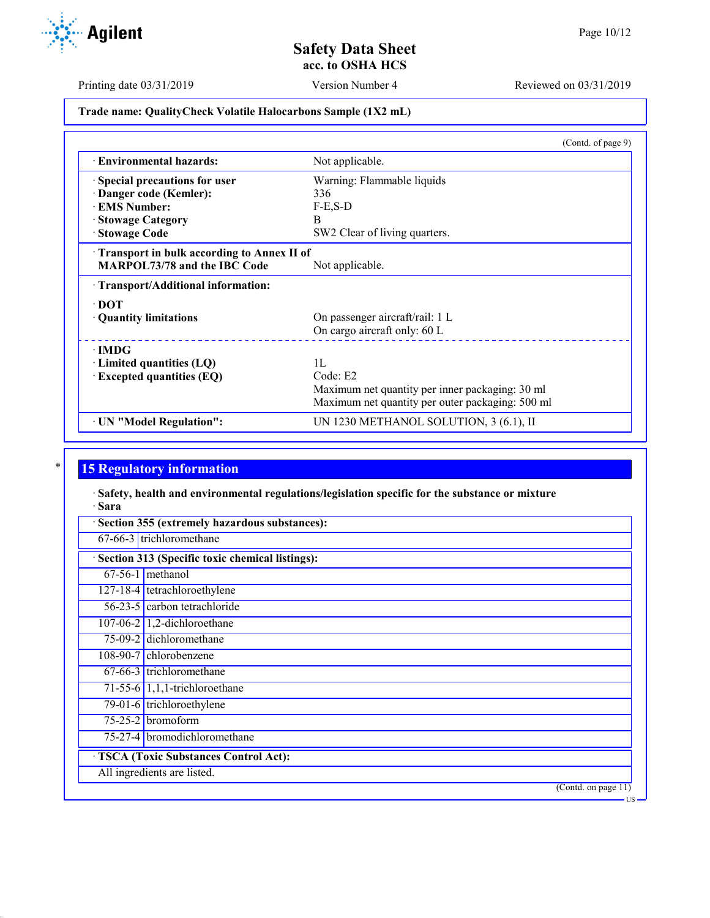Trade name: QualityCheck Volatile Halocarbons Sample (1X2 mL)

(Contd. of page 9)

| | |
|---|---|
| · Environmental hazards: | Not applicable. |
| · Special precautions for user | Warning: Flammable liquids |
| · Danger code (Kemler): | 336 |
| · EMS Number: | F-E,S-D |
| · Stowage Category | B |
| · Stowage Code | SW2 Clear of living quarters. |
| · Transport in bulk according to Annex II of MARPOL73/78 and the IBC Code | Not applicable. |
| · Transport/Additional information: | |
| · DOT | |
| · Quantity limitations | On passenger aircraft/rail: 1 L<br>On cargo aircraft only: 60 L |
| · IMDG | |
| · Limited quantities (LQ) | 1L |
| · Excepted quantities (EQ) | Code: E2<br>Maximum net quantity per inner packaging: 30 ml<br>Maximum net quantity per outer packaging: 500 ml |
| · UN "Model Regulation": | UN 1230 METHANOL SOLUTION, 3 (6.1), II |

## 15 Regulatory information

· **Safety, health and environmental regulations/legislation specific for the substance or mixture**

· **Sara**

| · Section 355 (extremely hazardous substances): | |
|---|---|
| 67-66-3 | trichloromethane |

| · Section 313 (Specific toxic chemical listings): | |
|---|---|
| 67-56-1 | methanol |
| 127-18-4 | tetrachloroethylene |
| 56-23-5 | carbon tetrachloride |
| 107-06-2 | 1,2-dichloroethane |
| 75-09-2 | dichloromethane |
| 108-90-7 | chlorobenzene |
| 67-66-3 | trichloromethane |
| 71-55-6 | 1,1,1-trichloroethane |
| 79-01-6 | trichloroethylene |
| 75-25-2 | bromoform |
| 75-27-4 | bromodichloromethane |

· **TSCA (Toxic Substances Control Act):**

All ingredients are listed.

(Contd. on page 11)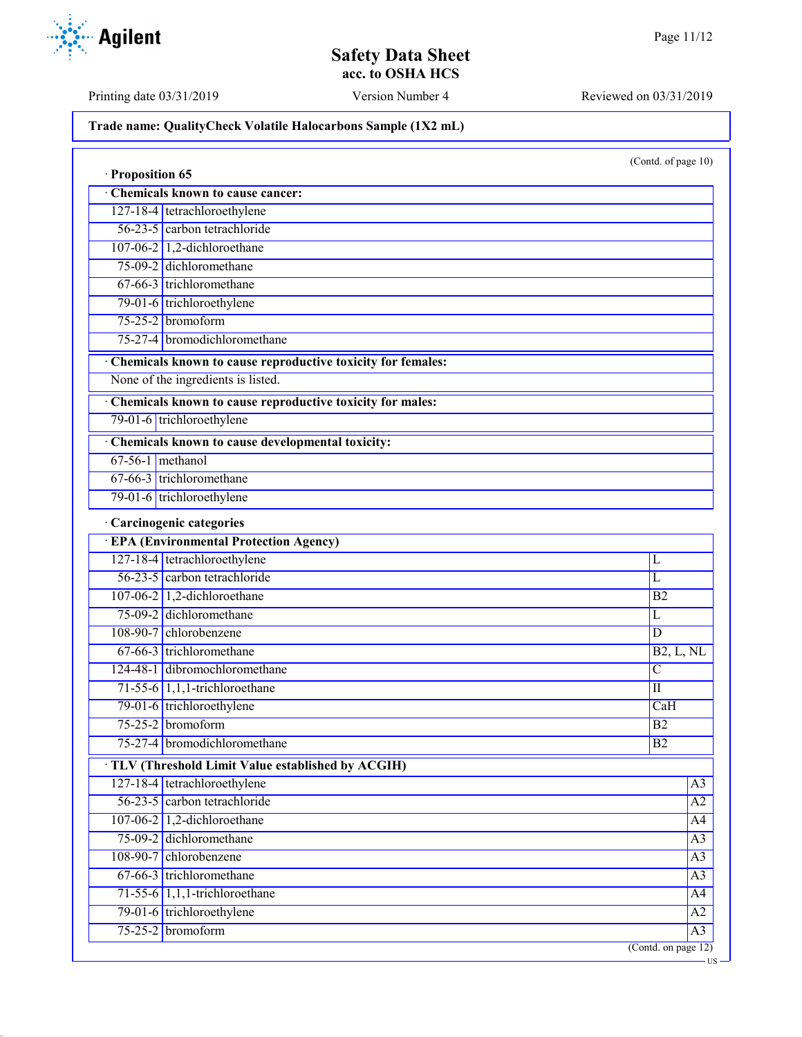**Trade name: QualityCheck Volatile Halocarbons Sample (1X2 mL)**

(Contd. of page 10)

· **Proposition 65**

| · **Chemicals known to cause cancer:** | |
|---|---|
| 127-18-4 | tetrachloroethylene |
| 56-23-5 | carbon tetrachloride |
| 107-06-2 | 1,2-dichloroethane |
| 75-09-2 | dichloromethane |
| 67-66-3 | trichloromethane |
| 79-01-6 | trichloroethylene |
| 75-25-2 | bromoform |
| 75-27-4 | bromodichloromethane |

· **Chemicals known to cause reproductive toxicity for females:**

None of the ingredients is listed.

| · **Chemicals known to cause reproductive toxicity for males:** | |
|---|---|
| 79-01-6 | trichloroethylene |

| · **Chemicals known to cause developmental toxicity:** | |
|---|---|
| 67-56-1 | methanol |
| 67-66-3 | trichloromethane |
| 79-01-6 | trichloroethylene |

· **Carcinogenic categories**

| · **EPA (Environmental Protection Agency)** | | |
|---|---|---|
| 127-18-4 | tetrachloroethylene | L |
| 56-23-5 | carbon tetrachloride | L |
| 107-06-2 | 1,2-dichloroethane | B2 |
| 75-09-2 | dichloromethane | L |
| 108-90-7 | chlorobenzene | D |
| 67-66-3 | trichloromethane | B2, L, NL |
| 124-48-1 | dibromochloromethane | C |
| 71-55-6 | 1,1,1-trichloroethane | II |
| 79-01-6 | trichloroethylene | CaH |
| 75-25-2 | bromoform | B2 |
| 75-27-4 | bromodichloromethane | B2 |

| · **TLV (Threshold Limit Value established by ACGIH)** | | |
|---|---|---|
| 127-18-4 | tetrachloroethylene | A3 |
| 56-23-5 | carbon tetrachloride | A2 |
| 107-06-2 | 1,2-dichloroethane | A4 |
| 75-09-2 | dichloromethane | A3 |
| 108-90-7 | chlorobenzene | A3 |
| 67-66-3 | trichloromethane | A3 |
| 71-55-6 | 1,1,1-trichloroethane | A4 |
| 79-01-6 | trichloroethylene | A2 |
| 75-25-2 | bromoform | A3 |

(Contd. on page 12)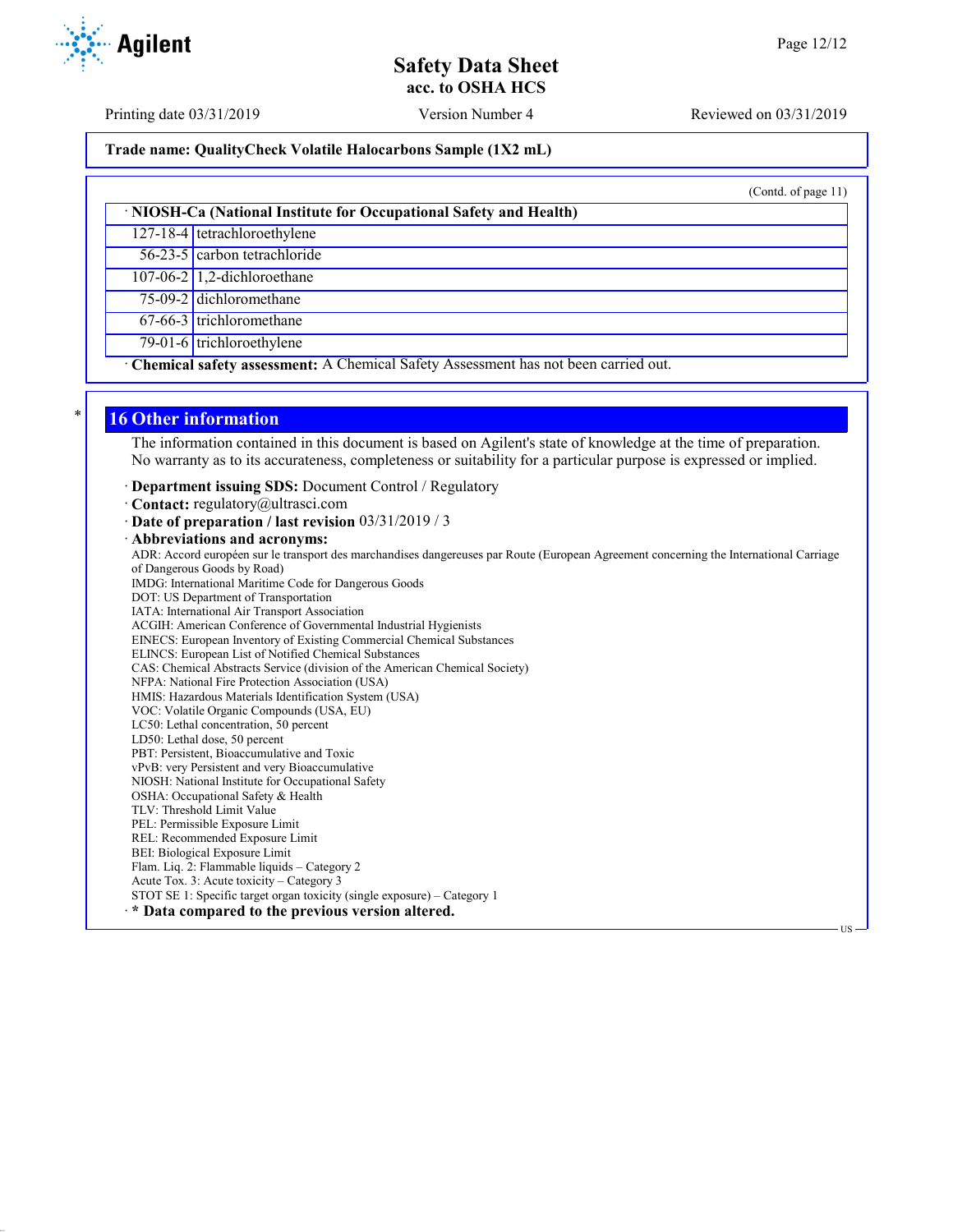Trade name: QualityCheck Volatile Halocarbons Sample (1X2 mL)

(Contd. of page 11)

· **NIOSH-Ca (National Institute for Occupational Safety and Health)**

| | |
|---|---|
| 127-18-4 | tetrachloroethylene |
| 56-23-5 | carbon tetrachloride |
| 107-06-2 | 1,2-dichloroethane |
| 75-09-2 | dichloromethane |
| 67-66-3 | trichloromethane |
| 79-01-6 | trichloroethylene |

· **Chemical safety assessment:** A Chemical Safety Assessment has not been carried out.

## 16 Other information

The information contained in this document is based on Agilent's state of knowledge at the time of preparation. No warranty as to its accurateness, completeness or suitability for a particular purpose is expressed or implied.

· **Department issuing SDS:** Document Control / Regulatory
· **Contact:** regulatory@ultrasci.com
· **Date of preparation / last revision** 03/31/2019 / 3
· **Abbreviations and acronyms:**
ADR: Accord européen sur le transport des marchandises dangereuses par Route (European Agreement concerning the International Carriage of Dangerous Goods by Road)
IMDG: International Maritime Code for Dangerous Goods
DOT: US Department of Transportation
IATA: International Air Transport Association
ACGIH: American Conference of Governmental Industrial Hygienists
EINECS: European Inventory of Existing Commercial Chemical Substances
ELINCS: European List of Notified Chemical Substances
CAS: Chemical Abstracts Service (division of the American Chemical Society)
NFPA: National Fire Protection Association (USA)
HMIS: Hazardous Materials Identification System (USA)
VOC: Volatile Organic Compounds (USA, EU)
LC50: Lethal concentration, 50 percent
LD50: Lethal dose, 50 percent
PBT: Persistent, Bioaccumulative and Toxic
vPvB: very Persistent and very Bioaccumulative
NIOSH: National Institute for Occupational Safety
OSHA: Occupational Safety & Health
TLV: Threshold Limit Value
PEL: Permissible Exposure Limit
REL: Recommended Exposure Limit
BEI: Biological Exposure Limit
Flam. Liq. 2: Flammable liquids – Category 2
Acute Tox. 3: Acute toxicity – Category 3
STOT SE 1: Specific target organ toxicity (single exposure) – Category 1

· **\* Data compared to the previous version altered.**